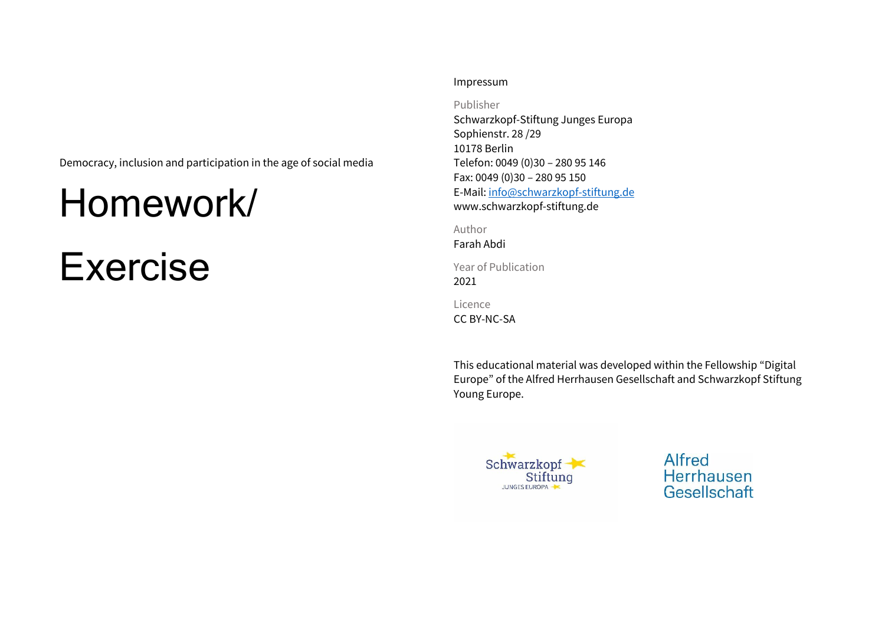Democracy, inclusion and participation in the age of social media

# Homework/ Exercise

Impressum

Publisher
Schwarzkopf-Stiftung Junges Europa
Sophienstr. 28 /29
10178 Berlin
Telefon: 0049 (0)30 – 280 95 146
Fax: 0049 (0)30 – 280 95 150
E-Mail: info@schwarzkopf-stiftung.de
www.schwarzkopf-stiftung.de

Author
Farah Abdi

Year of Publication
2021

Licence
CC BY-NC-SA

This educational material was developed within the Fellowship "Digital Europe" of the Alfred Herrhausen Gesellschaft and Schwarzkopf Stiftung Young Europe.

Schwarzkopf Stiftung JUNGES EUROPA

Alfred Herrhausen Gesellschaft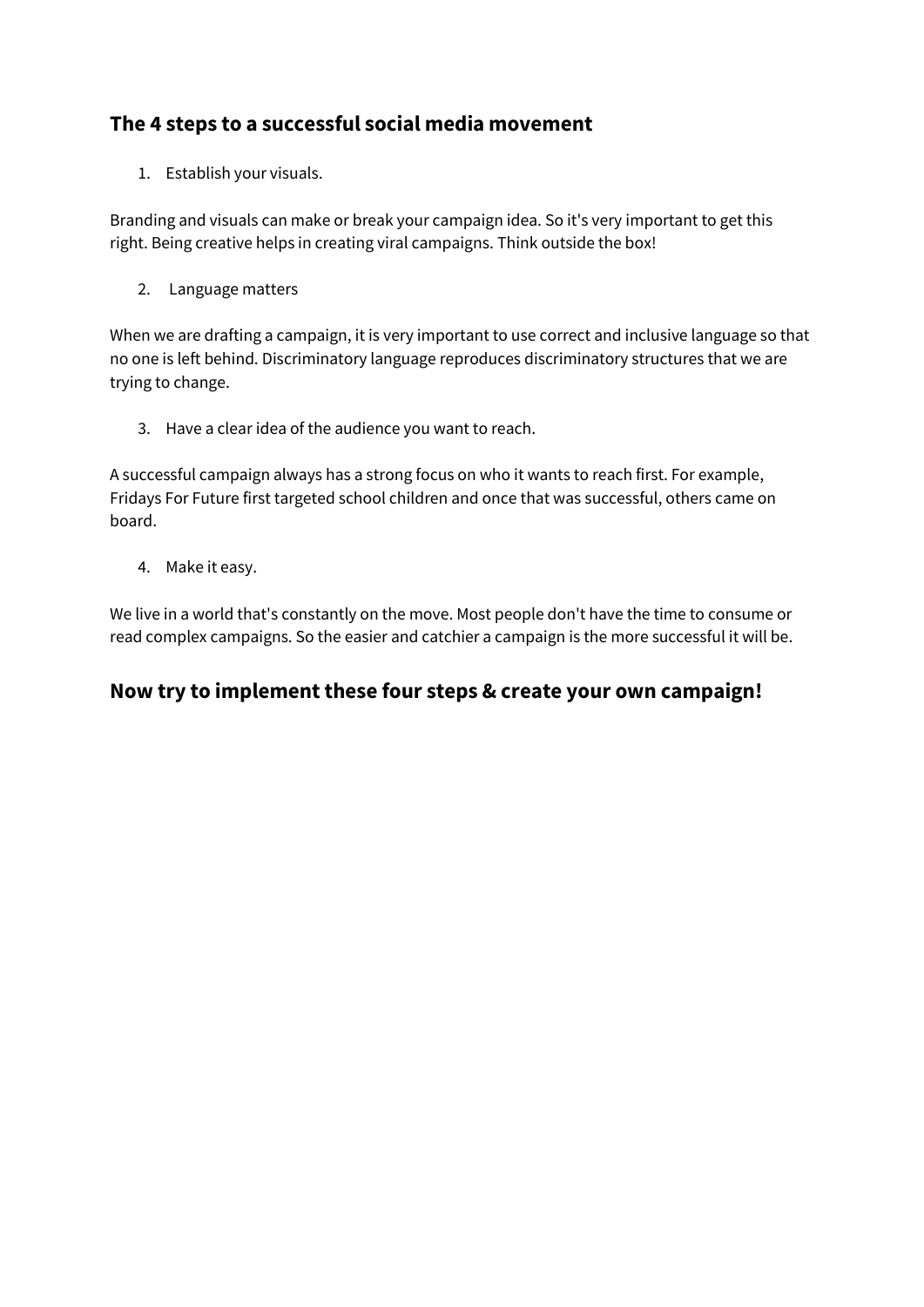## The 4 steps to a successful social media movement

1. Establish your visuals.

Branding and visuals can make or break your campaign idea. So it's very important to get this right. Being creative helps in creating viral campaigns. Think outside the box!

2. Language matters

When we are drafting a campaign, it is very important to use correct and inclusive language so that no one is left behind. Discriminatory language reproduces discriminatory structures that we are trying to change.

3. Have a clear idea of the audience you want to reach.

A successful campaign always has a strong focus on who it wants to reach first. For example, Fridays For Future first targeted school children and once that was successful, others came on board.

4. Make it easy.

We live in a world that's constantly on the move. Most people don't have the time to consume or read complex campaigns. So the easier and catchier a campaign is the more successful it will be.

## Now try to implement these four steps & create your own campaign!